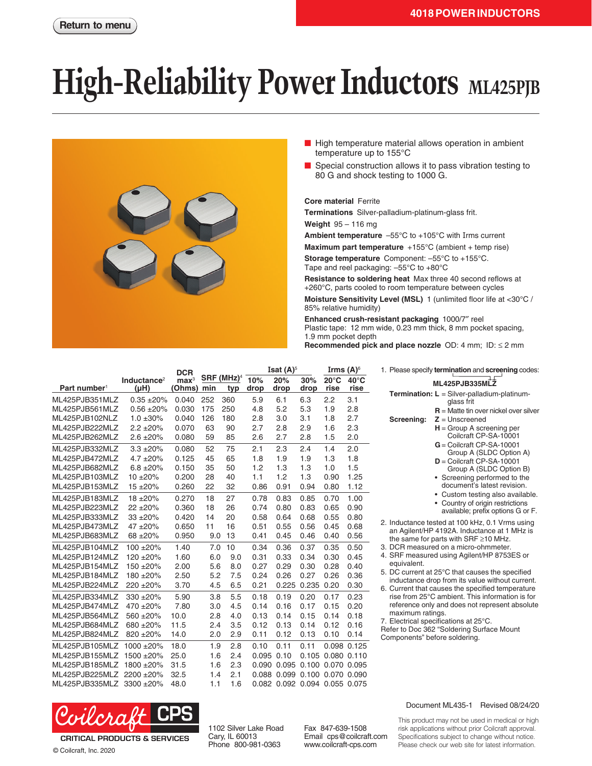# High-Reliability Power Inductors ML425PJB

- High temperature material allows operation in ambient temperature up to 155°C
- Special construction allows it to pass vibration testing to 80 G and shock testing to 1000 G.

**Core material** Ferrite

**Terminations** Silver-palladium-platinum-glass frit.

**Weight** 95 – 116 mg

**Ambient temperature** –55°C to +105°C with Irms current

**Maximum part temperature** +155°C (ambient + temp rise)

**Storage temperature** Component: –55°C to +155°C. Tape and reel packaging: –55°C to +80°C

**Resistance to soldering heat** Max three 40 second reflows at +260°C, parts cooled to room temperature between cycles

**Moisture Sensitivity Level (MSL)** 1 (unlimited floor life at <30°C / 85% relative humidity)

**Enhanced crush-resistant packaging** 1000/7″ reel
Plastic tape: 12 mm wide, 0.23 mm thick, 8 mm pocket spacing, 1.9 mm pocket depth

**Recommended pick and place nozzle** OD: 4 mm; ID: ≤ 2 mm

| Part number[1] | Inductance[2] (µH) | DCR max[3] (Ohms) | SRF (MHz)[4] min | SRF (MHz)[4] typ | Isat (A)[5] 10% drop | Isat (A)[5] 20% drop | Isat (A)[5] 30% drop | Irms (A)[6] 20°C rise | Irms (A)[6] 40°C rise |
|---|---|---|---|---|---|---|---|---|---|
| ML425PJB351MLZ | 0.35 ±20% | 0.040 | 252 | 360 | 5.9 | 6.1 | 6.3 | 2.2 | 3.1 |
| ML425PJB561MLZ | 0.56 ±20% | 0.030 | 175 | 250 | 4.8 | 5.2 | 5.3 | 1.9 | 2.8 |
| ML425PJB102NLZ | 1.0 ±30% | 0.040 | 126 | 180 | 2.8 | 3.0 | 3.1 | 1.8 | 2.7 |
| ML425PJB222MLZ | 2.2 ±20% | 0.070 | 63 | 90 | 2.7 | 2.8 | 2.9 | 1.6 | 2.3 |
| ML425PJB262MLZ | 2.6 ±20% | 0.080 | 59 | 85 | 2.6 | 2.7 | 2.8 | 1.5 | 2.0 |
| ML425PJB332MLZ | 3.3 ±20% | 0.080 | 52 | 75 | 2.1 | 2.3 | 2.4 | 1.4 | 2.0 |
| ML425PJB472MLZ | 4.7 ±20% | 0.125 | 45 | 65 | 1.8 | 1.9 | 1.9 | 1.3 | 1.8 |
| ML425PJB682MLZ | 6.8 ±20% | 0.150 | 35 | 50 | 1.2 | 1.3 | 1.3 | 1.0 | 1.5 |
| ML425PJB103MLZ | 10 ±20% | 0.200 | 28 | 40 | 1.1 | 1.2 | 1.3 | 0.90 | 1.25 |
| ML425PJB153MLZ | 15 ±20% | 0.260 | 22 | 32 | 0.86 | 0.91 | 0.94 | 0.80 | 1.12 |
| ML425PJB183MLZ | 18 ±20% | 0.270 | 18 | 27 | 0.78 | 0.83 | 0.85 | 0.70 | 1.00 |
| ML425PJB223MLZ | 22 ±20% | 0.360 | 18 | 26 | 0.74 | 0.80 | 0.83 | 0.65 | 0.90 |
| ML425PJB333MLZ | 33 ±20% | 0.420 | 14 | 20 | 0.58 | 0.64 | 0.68 | 0.55 | 0.80 |
| ML425PJB473MLZ | 47 ±20% | 0.650 | 11 | 16 | 0.51 | 0.55 | 0.56 | 0.45 | 0.68 |
| ML425PJB683MLZ | 68 ±20% | 0.950 | 9.0 | 13 | 0.41 | 0.45 | 0.46 | 0.40 | 0.56 |
| ML425PJB104MLZ | 100 ±20% | 1.40 | 7.0 | 10 | 0.34 | 0.36 | 0.37 | 0.35 | 0.50 |
| ML425PJB124MLZ | 120 ±20% | 1.60 | 6.0 | 9.0 | 0.31 | 0.33 | 0.34 | 0.30 | 0.45 |
| ML425PJB154MLZ | 150 ±20% | 2.00 | 5.6 | 8.0 | 0.27 | 0.29 | 0.30 | 0.28 | 0.40 |
| ML425PJB184MLZ | 180 ±20% | 2.50 | 5.2 | 7.5 | 0.24 | 0.26 | 0.27 | 0.26 | 0.36 |
| ML425PJB224MLZ | 220 ±20% | 3.70 | 4.5 | 6.5 | 0.21 | 0.225 | 0.235 | 0.20 | 0.30 |
| ML425PJB334MLZ | 330 ±20% | 5.90 | 3.8 | 5.5 | 0.18 | 0.19 | 0.20 | 0.17 | 0.23 |
| ML425PJB474MLZ | 470 ±20% | 7.80 | 3.0 | 4.5 | 0.14 | 0.16 | 0.17 | 0.15 | 0.20 |
| ML425PJB564MLZ | 560 ±20% | 10.0 | 2.8 | 4.0 | 0.13 | 0.14 | 0.15 | 0.14 | 0.18 |
| ML425PJB684MLZ | 680 ±20% | 11.5 | 2.4 | 3.5 | 0.12 | 0.13 | 0.14 | 0.12 | 0.16 |
| ML425PJB824MLZ | 820 ±20% | 14.0 | 2.0 | 2.9 | 0.11 | 0.12 | 0.13 | 0.10 | 0.14 |
| ML425PJB105MLZ | 1000 ±20% | 18.0 | 1.9 | 2.8 | 0.10 | 0.11 | 0.11 | 0.098 | 0.125 |
| ML425PJB155MLZ | 1500 ±20% | 25.0 | 1.6 | 2.4 | 0.095 | 0.10 | 0.105 | 0.080 | 0.110 |
| ML425PJB185MLZ | 1800 ±20% | 31.5 | 1.6 | 2.3 | 0.090 | 0.095 | 0.100 | 0.070 | 0.095 |
| ML425PJB225MLZ | 2200 ±20% | 32.5 | 1.4 | 2.1 | 0.088 | 0.099 | 0.100 | 0.070 | 0.090 |
| ML425PJB335MLZ | 3300 ±20% | 48.0 | 1.1 | 1.6 | 0.082 | 0.092 | 0.094 | 0.055 | 0.075 |

1. Please specify **termination** and **screening** codes:

   **ML425PJB335MLZ**

   **Termination:** **L** = Silver-palladium-platinum-glass frit
   **R** = Matte tin over nickel over silver

   **Screening:** **Z** = Unscreened
   **H** = Group A screening per Coilcraft CP-SA-10001
   **G** = Coilcraft CP-SA-10001 Group A (SLDC Option A)
   **D** = Coilcraft CP-SA-10001 Group A (SLDC Option B)
   - Screening performed to the document's latest revision.
   - Custom testing also available.
   - Country of origin restrictions available; prefix options G or F.
2. Inductance tested at 100 kHz, 0.1 Vrms using an Agilent/HP 4192A. Inductance at 1 MHz is the same for parts with SRF ≥10 MHz.
3. DCR measured on a micro-ohmmeter.
4. SRF measured using Agilent/HP 8753ES or equivalent.
5. DC current at 25°C that causes the specified inductance drop from its value without current.
6. Current that causes the specified temperature rise from 25°C ambient. This information is for reference only and does not represent absolute maximum ratings.
7. Electrical specifications at 25°C.

Refer to Doc 362 "Soldering Surface Mount Components" before soldering.

Document ML435-1 Revised 08/24/20

Coilcraft CPS — CRITICAL PRODUCTS & SERVICES

1102 Silver Lake Road
Cary, IL 60013
Phone 800-981-0363

Fax 847-639-1508
Email cps@coilcraft.com
www.coilcraft-cps.com

This product may not be used in medical or high risk applications without prior Coilcraft approval. Specifications subject to change without notice. Please check our web site for latest information.

© Coilcraft, Inc. 2020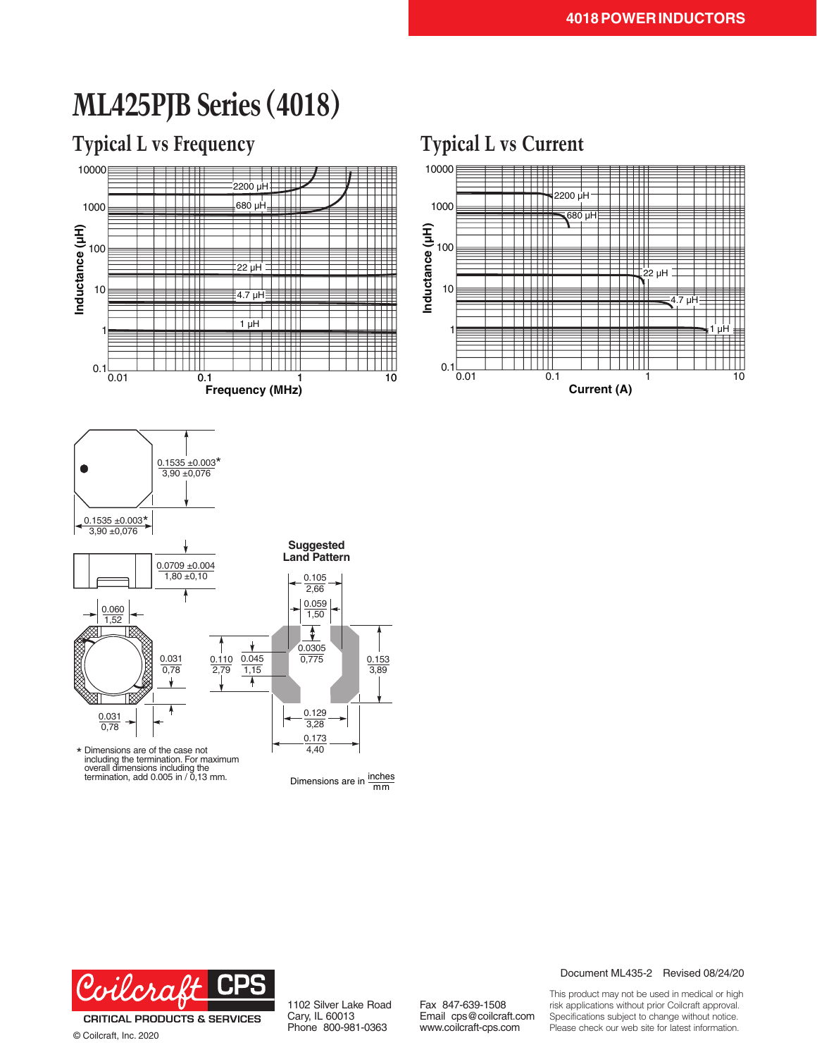# ML425PJB Series (4018)

## Typical L vs Frequency

Inductance (µH)

10000

1000

100

10

1

0.1

0.01 0.1 1 10

Frequency (MHz)

2200 µH

680 µH

22 µH

4.7 µH

1 µH

## Typical L vs Current

Inductance (µH)

10000

1000

100

10

1

0.1

0.01 0.1 1 10

Current (A)

2200 µH

680 µH

22 µH

4.7 µH

1 µH

0.1535 ±0.003*
3,90 ±0,076

0.1535 ±0.003*
3,90 ±0,076

0.0709 ±0.004
1,80 ±0,10

0.060
1,52

0.031
0,78

0.031
0,78

0.110
2,79

0.045
1,15

**Suggested Land Pattern**

0.105
2,66

0.059
1,50

0.0305
0,775

0.153
3,89

0.129
3,28

0.173
4,40

\* Dimensions are of the case not including the termination. For maximum overall dimensions including the termination, add 0.005 in / 0,13 mm.

Dimensions are in inches / mm

Document ML435-2 Revised 08/24/20

Coilcraft CPS
CRITICAL PRODUCTS & SERVICES

© Coilcraft, Inc. 2020

1102 Silver Lake Road
Cary, IL 60013
Phone 800-981-0363

Fax 847-639-1508
Email cps@coilcraft.com
www.coilcraft-cps.com

This product may not be used in medical or high risk applications without prior Coilcraft approval. Specifications subject to change without notice. Please check our web site for latest information.